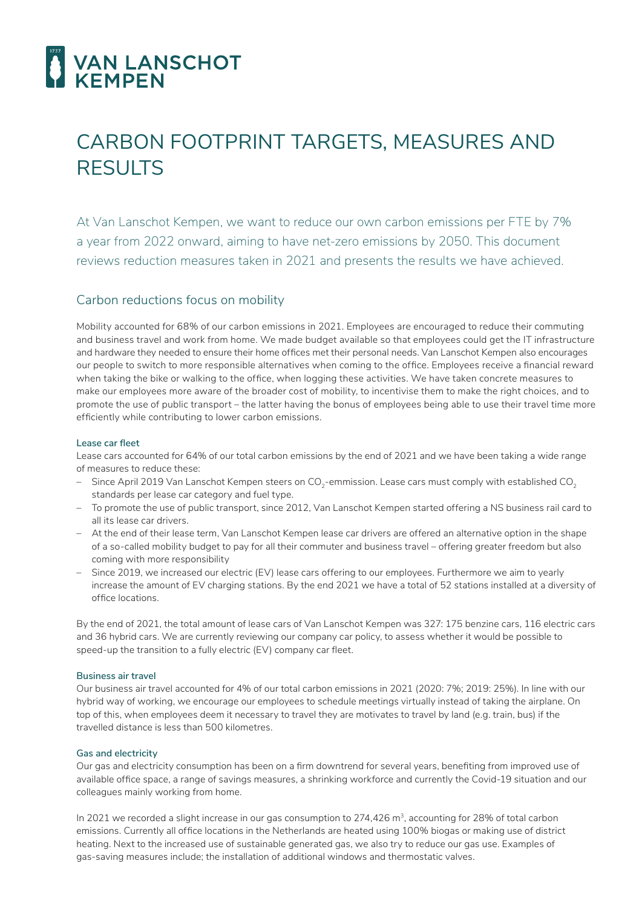# CARBON FOOTPRINT TARGETS, MEASURES AND RESULTS

At Van Lanschot Kempen, we want to reduce our own carbon emissions per FTE by 7% a year from 2022 onward, aiming to have net-zero emissions by 2050. This document reviews reduction measures taken in 2021 and presents the results we have achieved.

## Carbon reductions focus on mobility

Mobility accounted for 68% of our carbon emissions in 2021. Employees are encouraged to reduce their commuting and business travel and work from home. We made budget available so that employees could get the IT infrastructure and hardware they needed to ensure their home offices met their personal needs. Van Lanschot Kempen also encourages our people to switch to more responsible alternatives when coming to the office. Employees receive a financial reward when taking the bike or walking to the office, when logging these activities. We have taken concrete measures to make our employees more aware of the broader cost of mobility, to incentivise them to make the right choices, and to promote the use of public transport – the latter having the bonus of employees being able to use their travel time more efficiently while contributing to lower carbon emissions.

### Lease car fleet

Lease cars accounted for 64% of our total carbon emissions by the end of 2021 and we have been taking a wide range of measures to reduce these:

- Since April 2019 Van Lanschot Kempen steers on $CO_2$-emmission. Lease cars must comply with established $CO_2$ standards per lease car category and fuel type.
- To promote the use of public transport, since 2012, Van Lanschot Kempen started offering a NS business rail card to all its lease car drivers.
- At the end of their lease term, Van Lanschot Kempen lease car drivers are offered an alternative option in the shape of a so-called mobility budget to pay for all their commuter and business travel – offering greater freedom but also coming with more responsibility
- Since 2019, we increased our electric (EV) lease cars offering to our employees. Furthermore we aim to yearly increase the amount of EV charging stations. By the end 2021 we have a total of 52 stations installed at a diversity of office locations.

By the end of 2021, the total amount of lease cars of Van Lanschot Kempen was 327: 175 benzine cars, 116 electric cars and 36 hybrid cars. We are currently reviewing our company car policy, to assess whether it would be possible to speed-up the transition to a fully electric (EV) company car fleet.

### Business air travel

Our business air travel accounted for 4% of our total carbon emissions in 2021 (2020: 7%; 2019: 25%). In line with our hybrid way of working, we encourage our employees to schedule meetings virtually instead of taking the airplane. On top of this, when employees deem it necessary to travel they are motivates to travel by land (e.g. train, bus) if the travelled distance is less than 500 kilometres.

### Gas and electricity

Our gas and electricity consumption has been on a firm downtrend for several years, benefiting from improved use of available office space, a range of savings measures, a shrinking workforce and currently the Covid-19 situation and our colleagues mainly working from home.

In 2021 we recorded a slight increase in our gas consumption to 274,426 $m^3$, accounting for 28% of total carbon emissions. Currently all office locations in the Netherlands are heated using 100% biogas or making use of district heating. Next to the increased use of sustainable generated gas, we also try to reduce our gas use. Examples of gas-saving measures include; the installation of additional windows and thermostatic valves.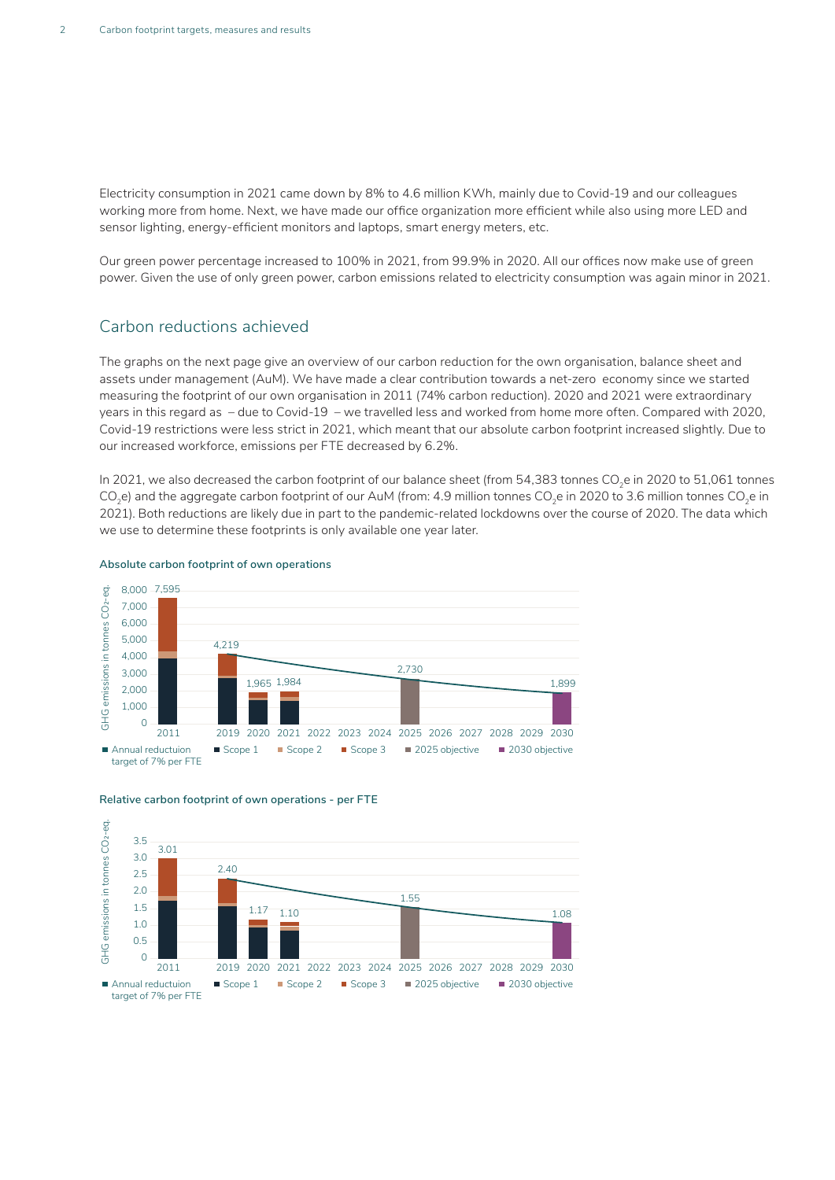Electricity consumption in 2021 came down by 8% to 4.6 million KWh, mainly due to Covid-19 and our colleagues working more from home. Next, we have made our office organization more efficient while also using more LED and sensor lighting, energy-efficient monitors and laptops, smart energy meters, etc.

Our green power percentage increased to 100% in 2021, from 99.9% in 2020. All our offices now make use of green power. Given the use of only green power, carbon emissions related to electricity consumption was again minor in 2021.

## Carbon reductions achieved

The graphs on the next page give an overview of our carbon reduction for the own organisation, balance sheet and assets under management (AuM). We have made a clear contribution towards a net-zero economy since we started measuring the footprint of our own organisation in 2011 (74% carbon reduction). 2020 and 2021 were extraordinary years in this regard as – due to Covid-19 – we travelled less and worked from home more often. Compared with 2020, Covid-19 restrictions were less strict in 2021, which meant that our absolute carbon footprint increased slightly. Due to our increased workforce, emissions per FTE decreased by 6.2%.

In 2021, we also decreased the carbon footprint of our balance sheet (from 54,383 tonnes $CO_2e$ in 2020 to 51,061 tonnes $CO_2e$) and the aggregate carbon footprint of our AuM (from: 4.9 million tonnes $CO_2e$ in 2020 to 3.6 million tonnes $CO_2e$ in 2021). Both reductions are likely due in part to the pandemic-related lockdowns over the course of 2020. The data which we use to determine these footprints is only available one year later.

**Absolute carbon footprint of own operations**

GHG emissions in tonnes $CO_2$-eq.

| Year | Total |
|---|---|
| 2011 | 7,595 |
| 2019 | 4,219 |
| 2020 | 1,965 |
| 2021 | 1,984 |
| 2025 (objective) | 2,730 |
| 2030 (objective) | 1,899 |

Legend: Annual reductuion target of 7% per FTE; Scope 1; Scope 2; Scope 3; 2025 objective; 2030 objective

**Relative carbon footprint of own operations - per FTE**

GHG emissions in tonnes $CO_2$-eq.

| Year | Total |
|---|---|
| 2011 | 3.01 |
| 2019 | 2.40 |
| 2020 | 1.17 |
| 2021 | 1.10 |
| 2025 (objective) | 1.55 |
| 2030 (objective) | 1.08 |

Legend: Annual reductuion target of 7% per FTE; Scope 1; Scope 2; Scope 3; 2025 objective; 2030 objective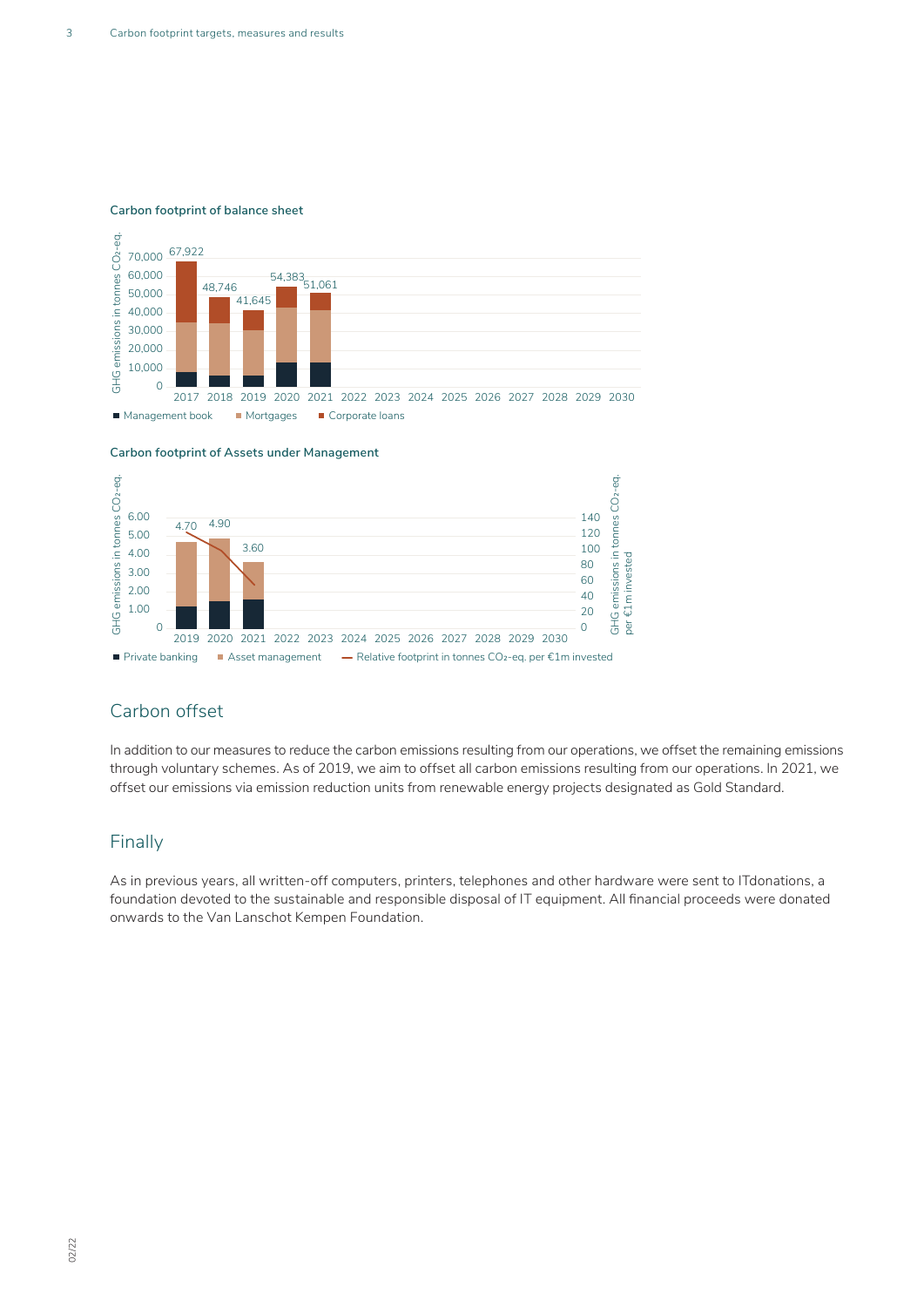Carbon footprint of balance sheet

GHG emissions in tonnes $CO_2$-eq.

70,000
60,000
50,000
40,000
30,000
20,000
10,000
0

67,922
48,746
41,645
54,383
51,061

2017 2018 2019 2020 2021 2022 2023 2024 2025 2026 2027 2028 2029 2030

Management book
Mortgages
Corporate loans

Carbon footprint of Assets under Management

GHG emissions in tonnes $CO_2$-eq.

6.00
5.00
4.00
3.00
2.00
1.00
0

4.70
4.90
3.60

2019 2020 2021 2022 2023 2024 2025 2026 2027 2028 2029 2030

140
120
100
80
60
40
20
0

GHG emissions in tonnes $CO_2$-eq. per €1m invested

Private banking
Asset management
Relative footprint in tonnes $CO_2$-eq. per €1m invested

## Carbon offset

In addition to our measures to reduce the carbon emissions resulting from our operations, we offset the remaining emissions through voluntary schemes. As of 2019, we aim to offset all carbon emissions resulting from our operations. In 2021, we offset our emissions via emission reduction units from renewable energy projects designated as Gold Standard.

## Finally

As in previous years, all written-off computers, printers, telephones and other hardware were sent to ITdonations, a foundation devoted to the sustainable and responsible disposal of IT equipment. All financial proceeds were donated onwards to the Van Lanschot Kempen Foundation.